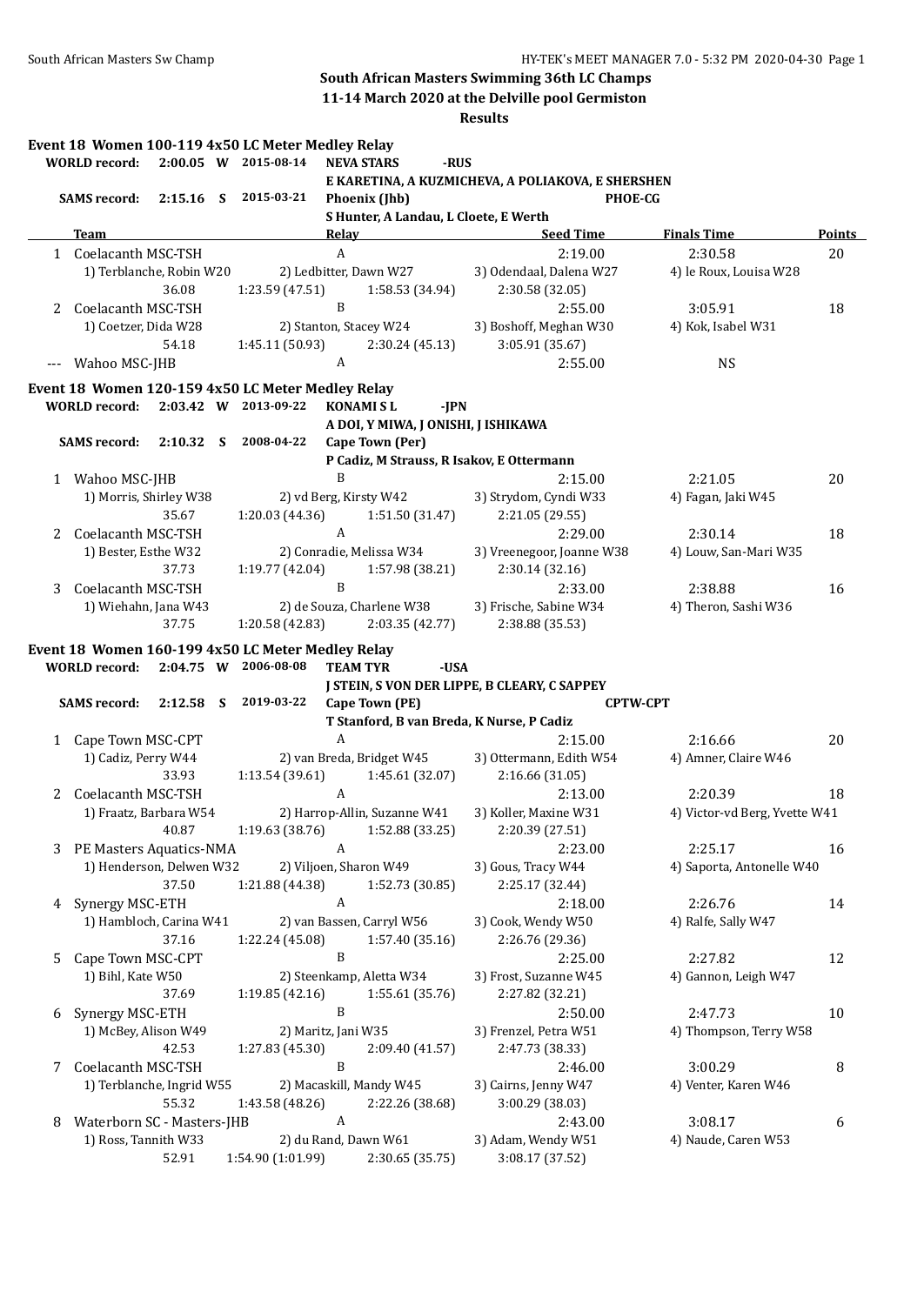**South African Masters Swimming 36th LC Champs**
**11-14 March 2020 at the Delville pool Germiston**
**Results**

## Event 18 Women 100-119 4x50 LC Meter Medley Relay

**WORLD record:** 2:00.05 W 2015-08-14 **NEVA STARS** -RUS
E KARETINA, A KUZMICHEVA, A POLIAKOVA, E SHERSHEN

**SAMS record:** 2:15.16 S 2015-03-21 **Phoenix (Jhb)** PHOE-CG
S Hunter, A Landau, L Cloete, E Werth

| | Team | Relay | Seed Time | Finals Time | Points |
|---|---|---|---|---|---|
| 1 | Coelacanth MSC-TSH | A | 2:19.00 | 2:30.58 | 20 |
| | 1) Terblanche, Robin W20 | 2) Ledbitter, Dawn W27 | 3) Odendaal, Dalena W27 | 4) le Roux, Louisa W28 | |
| | 36.08 | 1:23.59 (47.51) | 1:58.53 (34.94) | 2:30.58 (32.05) | |
| 2 | Coelacanth MSC-TSH | B | 2:55.00 | 3:05.91 | 18 |
| | 1) Coetzer, Dida W28 | 2) Stanton, Stacey W24 | 3) Boshoff, Meghan W30 | 4) Kok, Isabel W31 | |
| | 54.18 | 1:45.11 (50.93) | 2:30.24 (45.13) | 3:05.91 (35.67) | |
| --- | Wahoo MSC-JHB | A | 2:55.00 | NS | |

## Event 18 Women 120-159 4x50 LC Meter Medley Relay

**WORLD record:** 2:03.42 W 2013-09-22 **KONAMI S L** -JPN
A DOI, Y MIWA, J ONISHI, J ISHIKAWA

**SAMS record:** 2:10.32 S 2008-04-22 **Cape Town (Per)**
P Cadiz, M Strauss, R Isakov, E Ottermann

| | Team | Relay | Seed Time | Finals Time | Points |
|---|---|---|---|---|---|
| 1 | Wahoo MSC-JHB | B | 2:15.00 | 2:21.05 | 20 |
| | 1) Morris, Shirley W38 | 2) vd Berg, Kirsty W42 | 3) Strydom, Cyndi W33 | 4) Fagan, Jaki W45 | |
| | 35.67 | 1:20.03 (44.36) | 1:51.50 (31.47) | 2:21.05 (29.55) | |
| 2 | Coelacanth MSC-TSH | A | 2:29.00 | 2:30.14 | 18 |
| | 1) Bester, Esthe W32 | 2) Conradie, Melissa W34 | 3) Vreenegoor, Joanne W38 | 4) Louw, San-Mari W35 | |
| | 37.73 | 1:19.77 (42.04) | 1:57.98 (38.21) | 2:30.14 (32.16) | |
| 3 | Coelacanth MSC-TSH | B | 2:33.00 | 2:38.88 | 16 |
| | 1) Wiehahn, Jana W43 | 2) de Souza, Charlene W38 | 3) Frische, Sabine W34 | 4) Theron, Sashi W36 | |
| | 37.75 | 1:20.58 (42.83) | 2:03.35 (42.77) | 2:38.88 (35.53) | |

## Event 18 Women 160-199 4x50 LC Meter Medley Relay

**WORLD record:** 2:04.75 W 2006-08-08 **TEAM TYR** -USA
J STEIN, S VON DER LIPPE, B CLEARY, C SAPPEY

**SAMS record:** 2:12.58 S 2019-03-22 **Cape Town (PE)** CPTW-CPT
T Stanford, B van Breda, K Nurse, P Cadiz

| | Team | Relay | Seed Time | Finals Time | Points |
|---|---|---|---|---|---|
| 1 | Cape Town MSC-CPT | A | 2:15.00 | 2:16.66 | 20 |
| | 1) Cadiz, Perry W44 | 2) van Breda, Bridget W45 | 3) Ottermann, Edith W54 | 4) Amner, Claire W46 | |
| | 33.93 | 1:13.54 (39.61) | 1:45.61 (32.07) | 2:16.66 (31.05) | |
| 2 | Coelacanth MSC-TSH | A | 2:13.00 | 2:20.39 | 18 |
| | 1) Fraatz, Barbara W54 | 2) Harrop-Allin, Suzanne W41 | 3) Koller, Maxine W31 | 4) Victor-vd Berg, Yvette W41 | |
| | 40.87 | 1:19.63 (38.76) | 1:52.88 (33.25) | 2:20.39 (27.51) | |
| 3 | PE Masters Aquatics-NMA | A | 2:23.00 | 2:25.17 | 16 |
| | 1) Henderson, Delwen W32 | 2) Viljoen, Sharon W49 | 3) Gous, Tracy W44 | 4) Saporta, Antonelle W40 | |
| | 37.50 | 1:21.88 (44.38) | 1:52.73 (30.85) | 2:25.17 (32.44) | |
| 4 | Synergy MSC-ETH | A | 2:18.00 | 2:26.76 | 14 |
| | 1) Hambloch, Carina W41 | 2) van Bassen, Carryl W56 | 3) Cook, Wendy W50 | 4) Ralfe, Sally W47 | |
| | 37.16 | 1:22.24 (45.08) | 1:57.40 (35.16) | 2:26.76 (29.36) | |
| 5 | Cape Town MSC-CPT | B | 2:25.00 | 2:27.82 | 12 |
| | 1) Bihl, Kate W50 | 2) Steenkamp, Aletta W34 | 3) Frost, Suzanne W45 | 4) Gannon, Leigh W47 | |
| | 37.69 | 1:19.85 (42.16) | 1:55.61 (35.76) | 2:27.82 (32.21) | |
| 6 | Synergy MSC-ETH | B | 2:50.00 | 2:47.73 | 10 |
| | 1) McBey, Alison W49 | 2) Maritz, Jani W35 | 3) Frenzel, Petra W51 | 4) Thompson, Terry W58 | |
| | 42.53 | 1:27.83 (45.30) | 2:09.40 (41.57) | 2:47.73 (38.33) | |
| 7 | Coelacanth MSC-TSH | B | 2:46.00 | 3:00.29 | 8 |
| | 1) Terblanche, Ingrid W55 | 2) Macaskill, Mandy W45 | 3) Cairns, Jenny W47 | 4) Venter, Karen W46 | |
| | 55.32 | 1:43.58 (48.26) | 2:22.26 (38.68) | 3:00.29 (38.03) | |
| 8 | Waterborn SC - Masters-JHB | A | 2:43.00 | 3:08.17 | 6 |
| | 1) Ross, Tannith W33 | 2) du Rand, Dawn W61 | 3) Adam, Wendy W51 | 4) Naude, Caren W53 | |
| | 52.91 | 1:54.90 (1:01.99) | 2:30.65 (35.75) | 3:08.17 (37.52) | |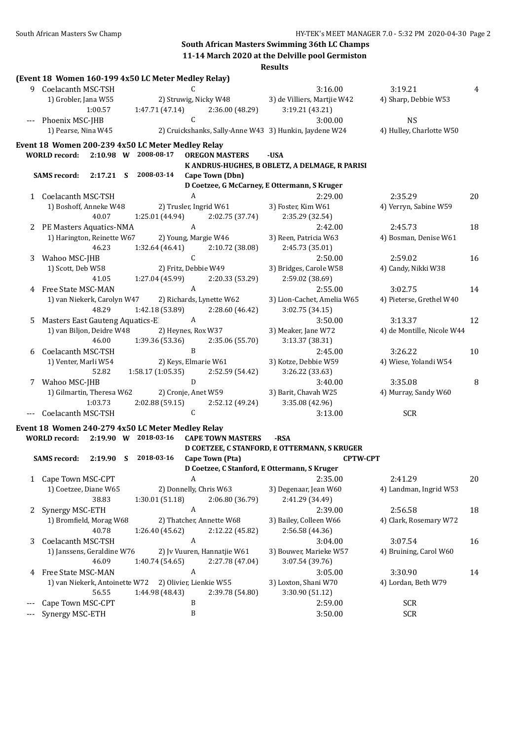**South African Masters Swimming 36th LC Champs**

**11-14 March 2020 at the Delville pool Germiston**

**Results**

**(Event 18 Women 160-199 4x50 LC Meter Medley Relay)**

| | Team | Relay | Seed Time | Finals Time | Points |
|---|---|---|---|---|---|
| 9 | Coelacanth MSC-TSH | C | 3:16.00 | 3:19.21 | 4 |
| | 1) Grobler, Jana W55 | 2) Struwig, Nicky W48 | 3) de Villiers, Martjie W42 | 4) Sharp, Debbie W53 | |
| | 1:00.57 | 1:47.71 (47.14) | 2:36.00 (48.29) | 3:19.21 (43.21) | |
| --- | Phoenix MSC-JHB | C | 3:00.00 | NS | |
| | 1) Pearse, Nina W45 | 2) Cruickshanks, Sally-Anne W43 | 3) Hunkin, Jaydene W24 | 4) Hulley, Charlotte W50 | |

## Event 18 Women 200-239 4x50 LC Meter Medley Relay

**WORLD record:** 2:10.98 W 2008-08-17 **OREGON MASTERS** -USA
K ANDRUS-HUGHES, B OBLETZ, A DELMAGE, R PARISI

**SAMS record:** 2:17.21 S 2008-03-14 **Cape Town (Dbn)**
D Coetzee, G McCarney, E Ottermann, S Kruger

| | Team | Relay | Seed Time | Finals Time | Points |
|---|---|---|---|---|---|
| 1 | Coelacanth MSC-TSH | A | 2:29.00 | 2:35.29 | 20 |
| | 1) Boshoff, Anneke W48 | 2) Trusler, Ingrid W61 | 3) Foster, Kim W61 | 4) Verryn, Sabine W59 | |
| | 40.07 | 1:25.01 (44.94) | 2:02.75 (37.74) | 2:35.29 (32.54) | |
| 2 | PE Masters Aquatics-NMA | A | 2:42.00 | 2:45.73 | 18 |
| | 1) Harington, Reinette W67 | 2) Young, Margie W46 | 3) Reen, Patricia W63 | 4) Bosman, Denise W61 | |
| | 46.23 | 1:32.64 (46.41) | 2:10.72 (38.08) | 2:45.73 (35.01) | |
| 3 | Wahoo MSC-JHB | C | 2:50.00 | 2:59.02 | 16 |
| | 1) Scott, Deb W58 | 2) Fritz, Debbie W49 | 3) Bridges, Carole W58 | 4) Candy, Nikki W38 | |
| | 41.05 | 1:27.04 (45.99) | 2:20.33 (53.29) | 2:59.02 (38.69) | |
| 4 | Free State MSC-MAN | A | 2:55.00 | 3:02.75 | 14 |
| | 1) van Niekerk, Carolyn W47 | 2) Richards, Lynette W62 | 3) Lion-Cachet, Amelia W65 | 4) Pieterse, Grethel W40 | |
| | 48.29 | 1:42.18 (53.89) | 2:28.60 (46.42) | 3:02.75 (34.15) | |
| 5 | Masters East Gauteng Aquatics-E | A | 3:50.00 | 3:13.37 | 12 |
| | 1) van Biljon, Deidre W48 | 2) Heynes, Rox W37 | 3) Meaker, Jane W72 | 4) de Montille, Nicole W44 | |
| | 46.00 | 1:39.36 (53.36) | 2:35.06 (55.70) | 3:13.37 (38.31) | |
| 6 | Coelacanth MSC-TSH | B | 2:45.00 | 3:26.22 | 10 |
| | 1) Venter, Marli W54 | 2) Keys, Elmarie W61 | 3) Kotze, Debbie W59 | 4) Wiese, Yolandi W54 | |
| | 52.82 | 1:58.17 (1:05.35) | 2:52.59 (54.42) | 3:26.22 (33.63) | |
| 7 | Wahoo MSC-JHB | D | 3:40.00 | 3:35.08 | 8 |
| | 1) Gilmartin, Theresa W62 | 2) Cronje, Anet W59 | 3) Barit, Chavah W25 | 4) Murray, Sandy W60 | |
| | 1:03.73 | 2:02.88 (59.15) | 2:52.12 (49.24) | 3:35.08 (42.96) | |
| --- | Coelacanth MSC-TSH | C | 3:13.00 | SCR | |

## Event 18 Women 240-279 4x50 LC Meter Medley Relay

**WORLD record:** 2:19.90 W 2018-03-16 **CAPE TOWN MASTERS** -RSA
D COETZEE, C STANFORD, E OTTERMANN, S KRUGER

**SAMS record:** 2:19.90 S 2018-03-16 **Cape Town (Pta)** CPTW-CPT
D Coetzee, C Stanford, E Ottermann, S Kruger

| | Team | Relay | Seed Time | Finals Time | Points |
|---|---|---|---|---|---|
| 1 | Cape Town MSC-CPT | A | 2:35.00 | 2:41.29 | 20 |
| | 1) Coetzee, Diane W65 | 2) Donnelly, Chris W63 | 3) Degenaar, Jean W60 | 4) Landman, Ingrid W53 | |
| | 38.83 | 1:30.01 (51.18) | 2:06.80 (36.79) | 2:41.29 (34.49) | |
| 2 | Synergy MSC-ETH | A | 2:39.00 | 2:56.58 | 18 |
| | 1) Bromfield, Morag W68 | 2) Thatcher, Annette W68 | 3) Bailey, Colleen W66 | 4) Clark, Rosemary W72 | |
| | 40.78 | 1:26.40 (45.62) | 2:12.22 (45.82) | 2:56.58 (44.36) | |
| 3 | Coelacanth MSC-TSH | A | 3:04.00 | 3:07.54 | 16 |
| | 1) Janssens, Geraldine W76 | 2) Jv Vuuren, Hannatjie W61 | 3) Bouwer, Marieke W57 | 4) Bruining, Carol W60 | |
| | 46.09 | 1:40.74 (54.65) | 2:27.78 (47.04) | 3:07.54 (39.76) | |
| 4 | Free State MSC-MAN | A | 3:05.00 | 3:30.90 | 14 |
| | 1) van Niekerk, Antoinette W72 | 2) Olivier, Lienkie W55 | 3) Loxton, Shani W70 | 4) Lordan, Beth W79 | |
| | 56.55 | 1:44.98 (48.43) | 2:39.78 (54.80) | 3:30.90 (51.12) | |
| --- | Cape Town MSC-CPT | B | 2:59.00 | SCR | |
| --- | Synergy MSC-ETH | B | 3:50.00 | SCR | |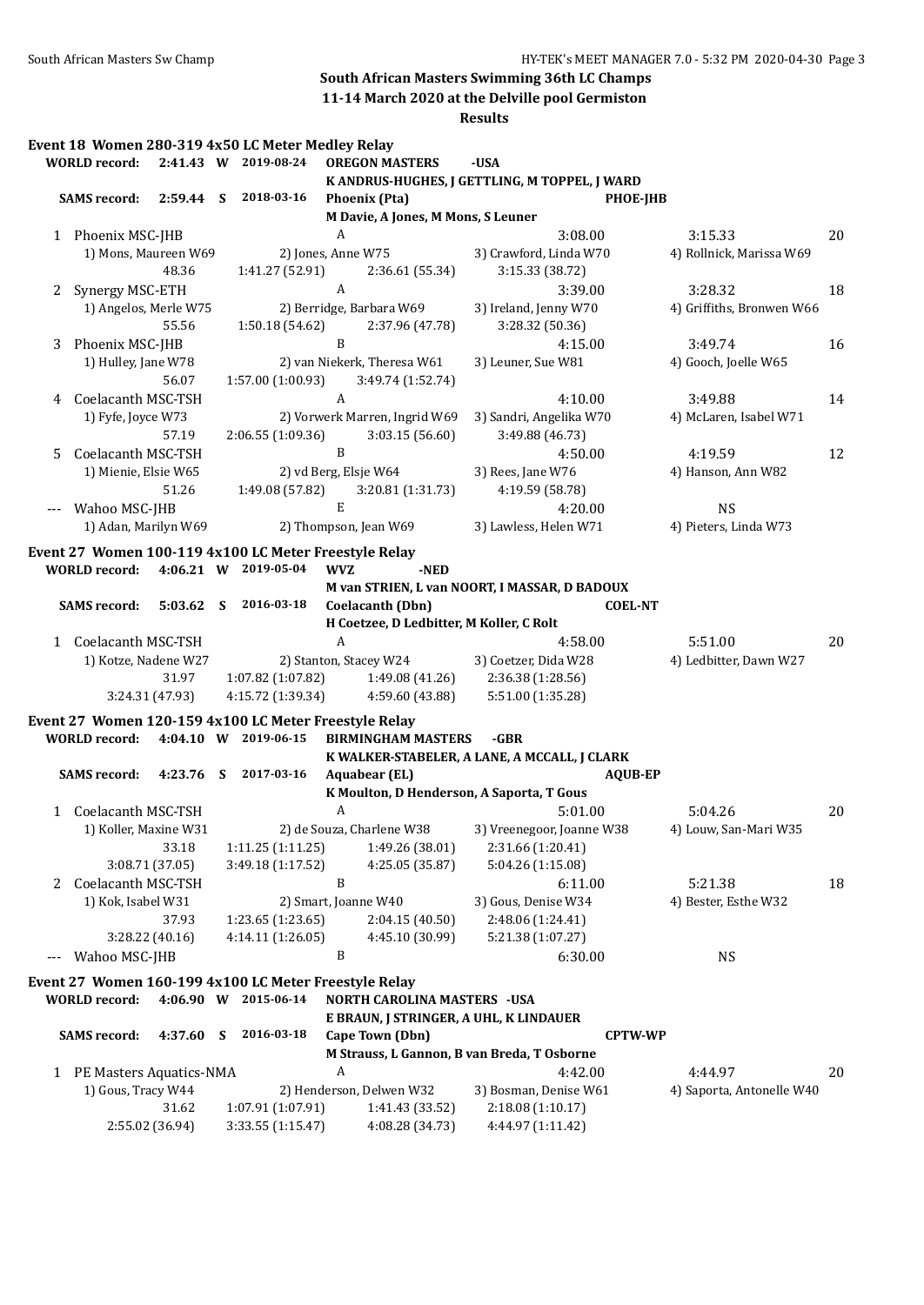# South African Masters Swimming 36th LC Champs

**11-14 March 2020 at the Delville pool Germiston**

**Results**

## Event 18 Women 280-319 4x50 LC Meter Medley Relay

**WORLD record:** 2:41.43 W 2019-08-24 **OREGON MASTERS** -USA
K ANDRUS-HUGHES, J GETTLING, M TOPPEL, J WARD

**SAMS record:** 2:59.44 S 2018-03-16 **Phoenix (Pta)** PHOE-JHB
M Davie, A Jones, M Mons, S Leuner

1 Phoenix MSC-JHB — A — Seed 3:08.00 — Finals 3:15.33 — 20
1) Mons, Maureen W69 2) Jones, Anne W75 3) Crawford, Linda W70 4) Rollnick, Marissa W69
48.36 1:41.27 (52.91) 2:36.61 (55.34) 3:15.33 (38.72)

2 Synergy MSC-ETH — A — Seed 3:39.00 — Finals 3:28.32 — 18
1) Angelos, Merle W75 2) Berridge, Barbara W69 3) Ireland, Jenny W70 4) Griffiths, Bronwen W66
55.56 1:50.18 (54.62) 2:37.96 (47.78) 3:28.32 (50.36)

3 Phoenix MSC-JHB — B — Seed 4:15.00 — Finals 3:49.74 — 16
1) Hulley, Jane W78 2) van Niekerk, Theresa W61 3) Leuner, Sue W81 4) Gooch, Joelle W65
56.07 1:57.00 (1:00.93) 3:49.74 (1:52.74)

4 Coelacanth MSC-TSH — A — Seed 4:10.00 — Finals 3:49.88 — 14
1) Fyfe, Joyce W73 2) Vorwerk Marren, Ingrid W69 3) Sandri, Angelika W70 4) McLaren, Isabel W71
57.19 2:06.55 (1:09.36) 3:03.15 (56.60) 3:49.88 (46.73)

5 Coelacanth MSC-TSH — B — Seed 4:50.00 — Finals 4:19.59 — 12
1) Mienie, Elsie W65 2) vd Berg, Elsje W64 3) Rees, Jane W76 4) Hanson, Ann W82
51.26 1:49.08 (57.82) 3:20.81 (1:31.73) 4:19.59 (58.78)

--- Wahoo MSC-JHB — E — Seed 4:20.00 — Finals NS
1) Adan, Marilyn W69 2) Thompson, Jean W69 3) Lawless, Helen W71 4) Pieters, Linda W73

## Event 27 Women 100-119 4x100 LC Meter Freestyle Relay

**WORLD record:** 4:06.21 W 2019-05-04 **WVZ** -NED
M van STRIEN, L van NOORT, I MASSAR, D BADOUX

**SAMS record:** 5:03.62 S 2016-03-18 **Coelacanth (Dbn)** COEL-NT
H Coetzee, D Ledbitter, M Koller, C Rolt

1 Coelacanth MSC-TSH — A — Seed 4:58.00 — Finals 5:51.00 — 20
1) Kotze, Nadene W27 2) Stanton, Stacey W24 3) Coetzer, Dida W28 4) Ledbitter, Dawn W27
31.97 1:07.82 (1:07.82) 1:49.08 (41.26) 2:36.38 (1:28.56)
3:24.31 (47.93) 4:15.72 (1:39.34) 4:59.60 (43.88) 5:51.00 (1:35.28)

## Event 27 Women 120-159 4x100 LC Meter Freestyle Relay

**WORLD record:** 4:04.10 W 2019-06-15 **BIRMINGHAM MASTERS** -GBR
K WALKER-STABELER, A LANE, A MCCALL, J CLARK

**SAMS record:** 4:23.76 S 2017-03-16 **Aquabear (EL)** AQUB-EP
K Moulton, D Henderson, A Saporta, T Gous

1 Coelacanth MSC-TSH — A — Seed 5:01.00 — Finals 5:04.26 — 20
1) Koller, Maxine W31 2) de Souza, Charlene W38 3) Vreenegoor, Joanne W38 4) Louw, San-Mari W35
33.18 1:11.25 (1:11.25) 1:49.26 (38.01) 2:31.66 (1:20.41)
3:08.71 (37.05) 3:49.18 (1:17.52) 4:25.05 (35.87) 5:04.26 (1:15.08)

2 Coelacanth MSC-TSH — B — Seed 6:11.00 — Finals 5:21.38 — 18
1) Kok, Isabel W31 2) Smart, Joanne W40 3) Gous, Denise W34 4) Bester, Esthe W32
37.93 1:23.65 (1:23.65) 2:04.15 (40.50) 2:48.06 (1:24.41)
3:28.22 (40.16) 4:14.11 (1:26.05) 4:45.10 (30.99) 5:21.38 (1:07.27)

--- Wahoo MSC-JHB — B — Seed 6:30.00 — Finals NS

## Event 27 Women 160-199 4x100 LC Meter Freestyle Relay

**WORLD record:** 4:06.90 W 2015-06-14 **NORTH CAROLINA MASTERS** -USA
E BRAUN, J STRINGER, A UHL, K LINDAUER

**SAMS record:** 4:37.60 S 2016-03-18 **Cape Town (Dbn)** CPTW-WP
M Strauss, L Gannon, B van Breda, T Osborne

1 PE Masters Aquatics-NMA — A — Seed 4:42.00 — Finals 4:44.97 — 20
1) Gous, Tracy W44 2) Henderson, Delwen W32 3) Bosman, Denise W61 4) Saporta, Antonelle W40
31.62 1:07.91 (1:07.91) 1:41.43 (33.52) 2:18.08 (1:10.17)
2:55.02 (36.94) 3:33.55 (1:15.47) 4:08.28 (34.73) 4:44.97 (1:11.42)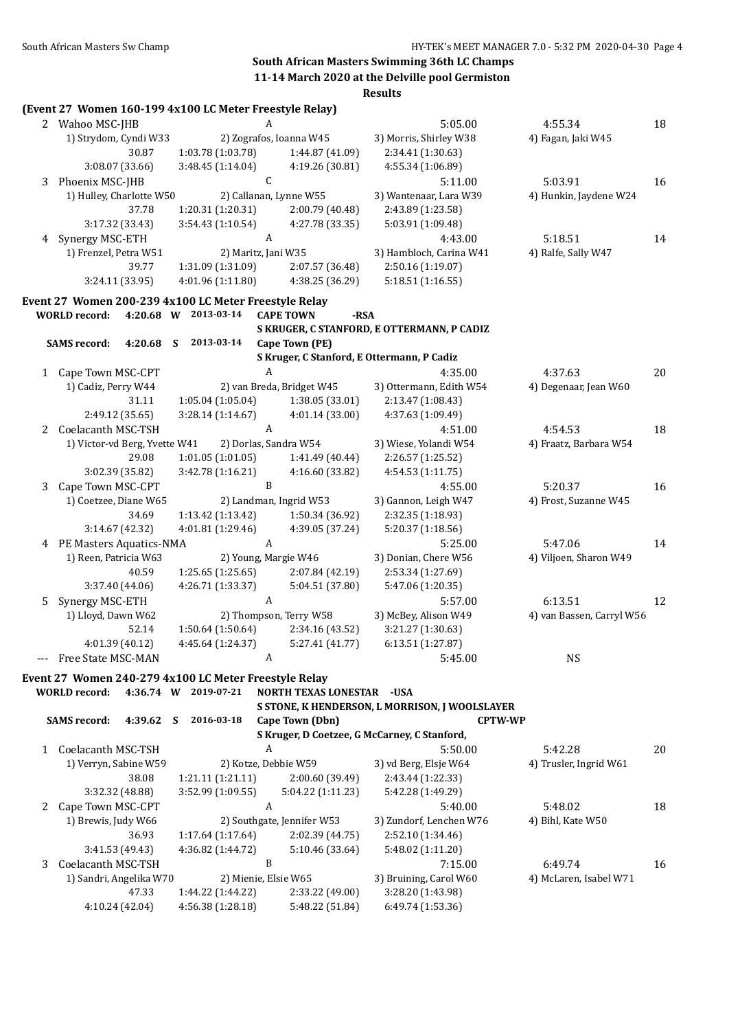**South African Masters Swimming 36th LC Champs**

**11-14 March 2020 at the Delville pool Germiston**

**Results**

**(Event 27 Women 160-199 4x100 LC Meter Freestyle Relay)**

2 Wahoo MSC-JHB A 5:05.00 4:55.34 18
1) Strydom, Cyndi W33 2) Zografos, Ioanna W45 3) Morris, Shirley W38 4) Fagan, Jaki W45
30.87 1:03.78 (1:03.78) 1:44.87 (41.09) 2:34.41 (1:30.63)
3:08.07 (33.66) 3:48.45 (1:14.04) 4:19.26 (30.81) 4:55.34 (1:06.89)

3 Phoenix MSC-JHB C 5:11.00 5:03.91 16
1) Hulley, Charlotte W50 2) Callanan, Lynne W55 3) Wantenaar, Lara W39 4) Hunkin, Jaydene W24
37.78 1:20.31 (1:20.31) 2:00.79 (40.48) 2:43.89 (1:23.58)
3:17.32 (33.43) 3:54.43 (1:10.54) 4:27.78 (33.35) 5:03.91 (1:09.48)

4 Synergy MSC-ETH A 4:43.00 5:18.51 14
1) Frenzel, Petra W51 2) Maritz, Jani W35 3) Hambloch, Carina W41 4) Ralfe, Sally W47
39.77 1:31.09 (1:31.09) 2:07.57 (36.48) 2:50.16 (1:19.07)
3:24.11 (33.95) 4:01.96 (1:11.80) 4:38.25 (36.29) 5:18.51 (1:16.55)

**Event 27 Women 200-239 4x100 LC Meter Freestyle Relay**

**WORLD record:** 4:20.68 W 2013-03-14 CAPE TOWN -RSA
S KRUGER, C STANFORD, E OTTERMANN, P CADIZ
**SAMS record:** 4:20.68 S 2013-03-14 Cape Town (PE)
S Kruger, C Stanford, E Ottermann, P Cadiz

1 Cape Town MSC-CPT A 4:35.00 4:37.63 20
1) Cadiz, Perry W44 2) van Breda, Bridget W45 3) Ottermann, Edith W54 4) Degenaar, Jean W60
31.11 1:05.04 (1:05.04) 1:38.05 (33.01) 2:13.47 (1:08.43)
2:49.12 (35.65) 3:28.14 (1:14.67) 4:01.14 (33.00) 4:37.63 (1:09.49)

2 Coelacanth MSC-TSH A 4:51.00 4:54.53 18
1) Victor-vd Berg, Yvette W41 2) Dorlas, Sandra W54 3) Wiese, Yolandi W54 4) Fraatz, Barbara W54
29.08 1:01.05 (1:01.05) 1:41.49 (40.44) 2:26.57 (1:25.52)
3:02.39 (35.82) 3:42.78 (1:16.21) 4:16.60 (33.82) 4:54.53 (1:11.75)

3 Cape Town MSC-CPT B 4:55.00 5:20.37 16
1) Coetzee, Diane W65 2) Landman, Ingrid W53 3) Gannon, Leigh W47 4) Frost, Suzanne W45
34.69 1:13.42 (1:13.42) 1:50.34 (36.92) 2:32.35 (1:18.93)
3:14.67 (42.32) 4:01.81 (1:29.46) 4:39.05 (37.24) 5:20.37 (1:18.56)

4 PE Masters Aquatics-NMA A 5:25.00 5:47.06 14
1) Reen, Patricia W63 2) Young, Margie W46 3) Donian, Chere W56 4) Viljoen, Sharon W49
40.59 1:25.65 (1:25.65) 2:07.84 (42.19) 2:53.34 (1:27.69)
3:37.40 (44.06) 4:26.71 (1:33.37) 5:04.51 (37.80) 5:47.06 (1:20.35)

5 Synergy MSC-ETH A 5:57.00 6:13.51 12
1) Lloyd, Dawn W62 2) Thompson, Terry W58 3) McBey, Alison W49 4) van Bassen, Carryl W56
52.14 1:50.64 (1:50.64) 2:34.16 (43.52) 3:21.27 (1:30.63)
4:01.39 (40.12) 4:45.64 (1:24.37) 5:27.41 (41.77) 6:13.51 (1:27.87)

--- Free State MSC-MAN A 5:45.00 NS

**Event 27 Women 240-279 4x100 LC Meter Freestyle Relay**

**WORLD record:** 4:36.74 W 2019-07-21 NORTH TEXAS LONESTAR -USA
S STONE, K HENDERSON, L MORRISON, J WOOLSLAYER
**SAMS record:** 4:39.62 S 2016-03-18 Cape Town (Dbn) CPTW-WP
S Kruger, D Coetzee, G McCarney, C Stanford,

1 Coelacanth MSC-TSH A 5:50.00 5:42.28 20
1) Verryn, Sabine W59 2) Kotze, Debbie W59 3) vd Berg, Elsje W64 4) Trusler, Ingrid W61
38.08 1:21.11 (1:21.11) 2:00.60 (39.49) 2:43.44 (1:22.33)
3:32.32 (48.88) 3:52.99 (1:09.55) 5:04.22 (1:11.23) 5:42.28 (1:49.29)

2 Cape Town MSC-CPT A 5:40.00 5:48.02 18
1) Brewis, Judy W66 2) Southgate, Jennifer W53 3) Zundorf, Lenchen W76 4) Bihl, Kate W50
36.93 1:17.64 (1:17.64) 2:02.39 (44.75) 2:52.10 (1:34.46)
3:41.53 (49.43) 4:36.82 (1:44.72) 5:10.46 (33.64) 5:48.02 (1:11.20)

3 Coelacanth MSC-TSH B 7:15.00 6:49.74 16
1) Sandri, Angelika W70 2) Mienie, Elsie W65 3) Bruining, Carol W60 4) McLaren, Isabel W71
47.33 1:44.22 (1:44.22) 2:33.22 (49.00) 3:28.20 (1:43.98)
4:10.24 (42.04) 4:56.38 (1:28.18) 5:48.22 (51.84) 6:49.74 (1:53.36)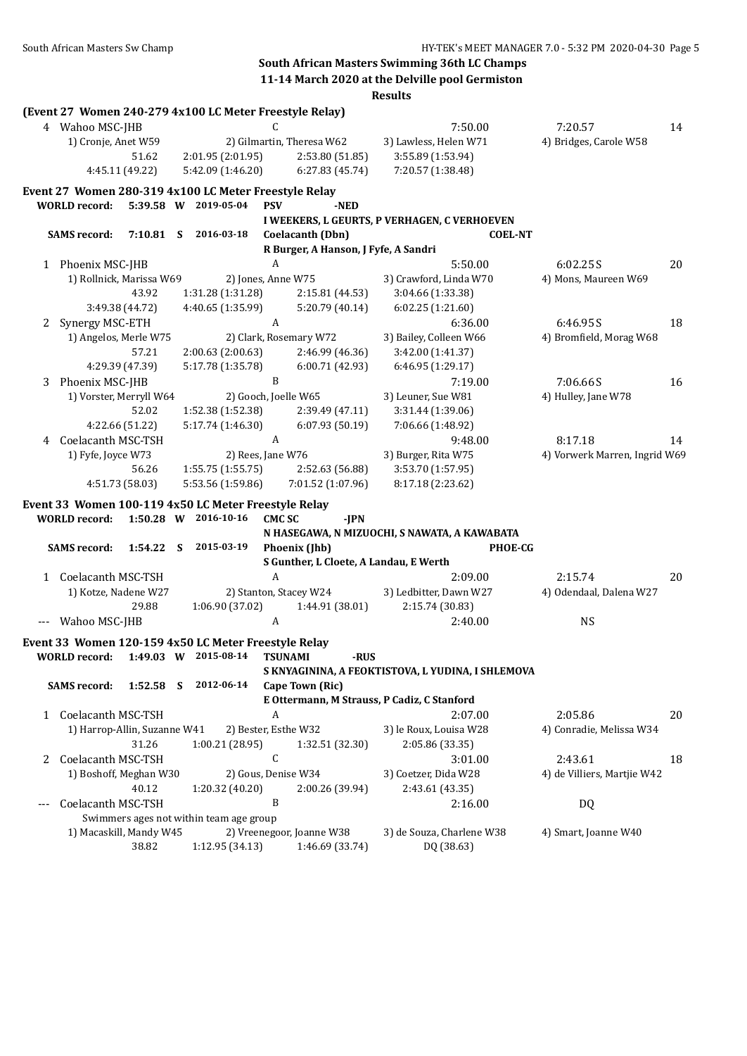**South African Masters Swimming 36th LC Champs**

**11-14 March 2020 at the Delville pool Germiston**

**Results**

**(Event 27 Women 240-279 4x100 LC Meter Freestyle Relay)**

4 Wahoo MSC-JHB C 7:50.00 7:20.57 14
1) Cronje, Anet W59 2) Gilmartin, Theresa W62 3) Lawless, Helen W71 4) Bridges, Carole W58
51.62 2:01.95 (2:01.95) 2:53.80 (51.85) 3:55.89 (1:53.94)
4:45.11 (49.22) 5:42.09 (1:46.20) 6:27.83 (45.74) 7:20.57 (1:38.48)

**Event 27 Women 280-319 4x100 LC Meter Freestyle Relay**

**WORLD record:** 5:39.58 W 2019-05-04 PSV -NED
I WEEKERS, L GEURTS, P VERHAGEN, C VERHOEVEN

**SAMS record:** 7:10.81 S 2016-03-18 Coelacanth (Dbn) COEL-NT
R Burger, A Hanson, J Fyfe, A Sandri

1 Phoenix MSC-JHB A 5:50.00 6:02.25S 20
1) Rollnick, Marissa W69 2) Jones, Anne W75 3) Crawford, Linda W70 4) Mons, Maureen W69
43.92 1:31.28 (1:31.28) 2:15.81 (44.53) 3:04.66 (1:33.38)
3:49.38 (44.72) 4:40.65 (1:35.99) 5:20.79 (40.14) 6:02.25 (1:21.60)

2 Synergy MSC-ETH A 6:36.00 6:46.95S 18
1) Angelos, Merle W75 2) Clark, Rosemary W72 3) Bailey, Colleen W66 4) Bromfield, Morag W68
57.21 2:00.63 (2:00.63) 2:46.99 (46.36) 3:42.00 (1:41.37)
4:29.39 (47.39) 5:17.78 (1:35.78) 6:00.71 (42.93) 6:46.95 (1:29.17)

3 Phoenix MSC-JHB B 7:19.00 7:06.66S 16
1) Vorster, Merryll W64 2) Gooch, Joelle W65 3) Leuner, Sue W81 4) Hulley, Jane W78
52.02 1:52.38 (1:52.38) 2:39.49 (47.11) 3:31.44 (1:39.06)
4:22.66 (51.22) 5:17.74 (1:46.30) 6:07.93 (50.19) 7:06.66 (1:48.92)

4 Coelacanth MSC-TSH A 9:48.00 8:17.18 14
1) Fyfe, Joyce W73 2) Rees, Jane W76 3) Burger, Rita W75 4) Vorwerk Marren, Ingrid W69
56.26 1:55.75 (1:55.75) 2:52.63 (56.88) 3:53.70 (1:57.95)
4:51.73 (58.03) 5:53.56 (1:59.86) 7:01.52 (1:07.96) 8:17.18 (2:23.62)

**Event 33 Women 100-119 4x50 LC Meter Freestyle Relay**

**WORLD record:** 1:50.28 W 2016-10-16 CMC SC -JPN
N HASEGAWA, N MIZUOCHI, S NAWATA, A KAWABATA

**SAMS record:** 1:54.22 S 2015-03-19 Phoenix (Jhb) PHOE-CG
S Gunther, L Cloete, A Landau, E Werth

1 Coelacanth MSC-TSH A 2:09.00 2:15.74 20
1) Kotze, Nadene W27 2) Stanton, Stacey W24 3) Ledbitter, Dawn W27 4) Odendaal, Dalena W27
29.88 1:06.90 (37.02) 1:44.91 (38.01) 2:15.74 (30.83)

--- Wahoo MSC-JHB A 2:40.00 NS

**Event 33 Women 120-159 4x50 LC Meter Freestyle Relay**

**WORLD record:** 1:49.03 W 2015-08-14 TSUNAMI -RUS
S KNYAGININA, A FEOKTISTOVA, L YUDINA, I SHLEMOVA

**SAMS record:** 1:52.58 S 2012-06-14 Cape Town (Ric)
E Ottermann, M Strauss, P Cadiz, C Stanford

1 Coelacanth MSC-TSH A 2:07.00 2:05.86 20
1) Harrop-Allin, Suzanne W41 2) Bester, Esthe W32 3) le Roux, Louisa W28 4) Conradie, Melissa W34
31.26 1:00.21 (28.95) 1:32.51 (32.30) 2:05.86 (33.35)

2 Coelacanth MSC-TSH C 3:01.00 2:43.61 18
1) Boshoff, Meghan W30 2) Gous, Denise W34 3) Coetzer, Dida W28 4) de Villiers, Martjie W42
40.12 1:20.32 (40.20) 2:00.26 (39.94) 2:43.61 (43.35)

--- Coelacanth MSC-TSH B 2:16.00 DQ
Swimmers ages not within team age group
1) Macaskill, Mandy W45 2) Vreenegoor, Joanne W38 3) de Souza, Charlene W38 4) Smart, Joanne W40
38.82 1:12.95 (34.13) 1:46.69 (33.74) DQ (38.63)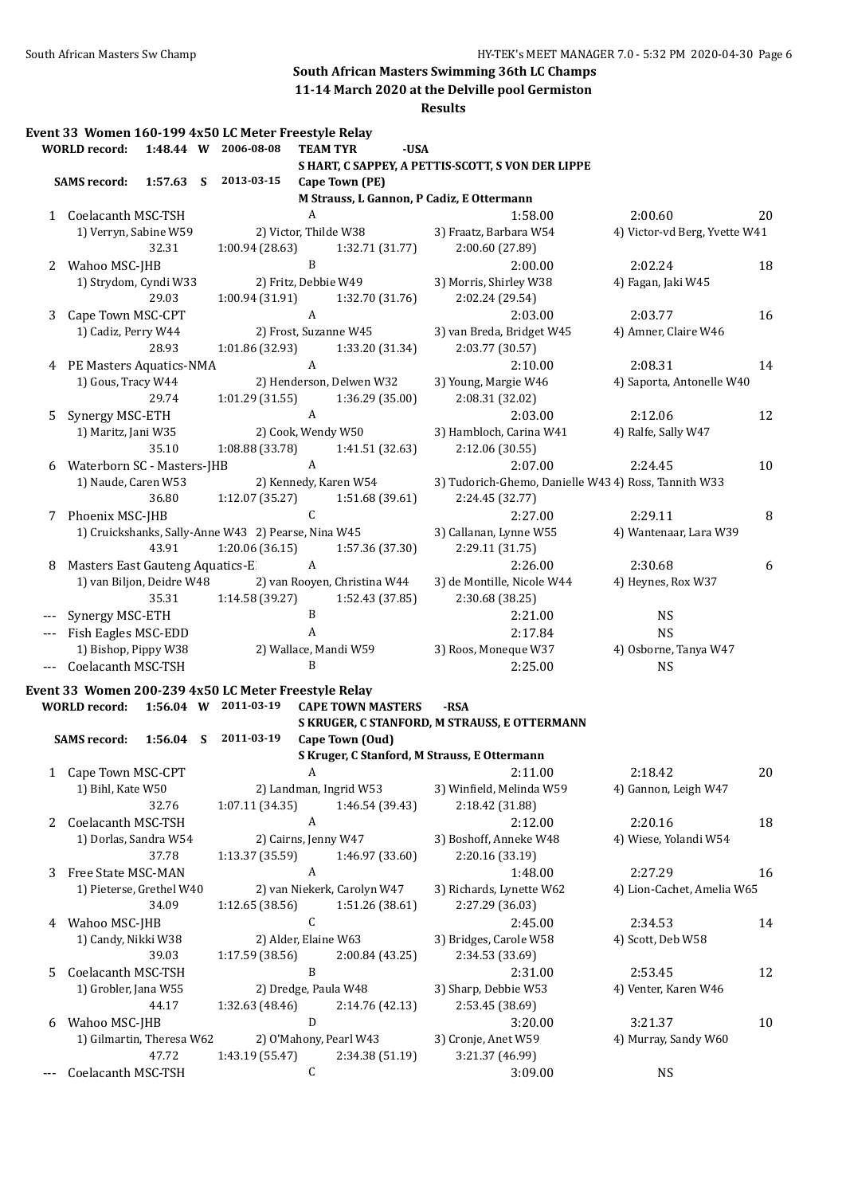## South African Masters Swimming 36th LC Champs

### 11-14 March 2020 at the Delville pool Germiston

### Results

**Event 33 Women 160-199 4x50 LC Meter Freestyle Relay**

**WORLD record:** 1:48.44 W 2006-08-08 **TEAM TYR** -USA
S HART, C SAPPEY, A PETTIS-SCOTT, S VON DER LIPPE

**SAMS record:** 1:57.63 S 2013-03-15 **Cape Town (PE)**
M Strauss, L Gannon, P Cadiz, E Ottermann

| Place | Team | Relay | Seed Time | Finals Time | Points |
|---|---|---|---|---|---|
| 1 | Coelacanth MSC-TSH | A | 1:58.00 | 2:00.60 | 20 |
| | 1) Verryn, Sabine W59 | 2) Victor, Thilde W38 | 3) Fraatz, Barbara W54 | 4) Victor-vd Berg, Yvette W41 | |
| | 32.31 | 1:00.94 (28.63) | 1:32.71 (31.77) | 2:00.60 (27.89) | |
| 2 | Wahoo MSC-JHB | B | 2:00.00 | 2:02.24 | 18 |
| | 1) Strydom, Cyndi W33 | 2) Fritz, Debbie W49 | 3) Morris, Shirley W38 | 4) Fagan, Jaki W45 | |
| | 29.03 | 1:00.94 (31.91) | 1:32.70 (31.76) | 2:02.24 (29.54) | |
| 3 | Cape Town MSC-CPT | A | 2:03.00 | 2:03.77 | 16 |
| | 1) Cadiz, Perry W44 | 2) Frost, Suzanne W45 | 3) van Breda, Bridget W45 | 4) Amner, Claire W46 | |
| | 28.93 | 1:01.86 (32.93) | 1:33.20 (31.34) | 2:03.77 (30.57) | |
| 4 | PE Masters Aquatics-NMA | A | 2:10.00 | 2:08.31 | 14 |
| | 1) Gous, Tracy W44 | 2) Henderson, Delwen W32 | 3) Young, Margie W46 | 4) Saporta, Antonelle W40 | |
| | 29.74 | 1:01.29 (31.55) | 1:36.29 (35.00) | 2:08.31 (32.02) | |
| 5 | Synergy MSC-ETH | A | 2:03.00 | 2:12.06 | 12 |
| | 1) Maritz, Jani W35 | 2) Cook, Wendy W50 | 3) Hambloch, Carina W41 | 4) Ralfe, Sally W47 | |
| | 35.10 | 1:08.88 (33.78) | 1:41.51 (32.63) | 2:12.06 (30.55) | |
| 6 | Waterborn SC - Masters-JHB | A | 2:07.00 | 2:24.45 | 10 |
| | 1) Naude, Caren W53 | 2) Kennedy, Karen W54 | 3) Tudorich-Ghemo, Danielle W43 | 4) Ross, Tannith W33 | |
| | 36.80 | 1:12.07 (35.27) | 1:51.68 (39.61) | 2:24.45 (32.77) | |
| 7 | Phoenix MSC-JHB | C | 2:27.00 | 2:29.11 | 8 |
| | 1) Cruickshanks, Sally-Anne W43 | 2) Pearse, Nina W45 | 3) Callanan, Lynne W55 | 4) Wantenaar, Lara W39 | |
| | 43.91 | 1:20.06 (36.15) | 1:57.36 (37.30) | 2:29.11 (31.75) | |
| 8 | Masters East Gauteng Aquatics-E | A | 2:26.00 | 2:30.68 | 6 |
| | 1) van Biljon, Deidre W48 | 2) van Rooyen, Christina W44 | 3) de Montille, Nicole W44 | 4) Heynes, Rox W37 | |
| | 35.31 | 1:14.58 (39.27) | 1:52.43 (37.85) | 2:30.68 (38.25) | |
| --- | Synergy MSC-ETH | B | 2:21.00 | NS | |
| --- | Fish Eagles MSC-EDD | A | 2:17.84 | NS | |
| | 1) Bishop, Pippy W38 | 2) Wallace, Mandi W59 | 3) Roos, Moneque W37 | 4) Osborne, Tanya W47 | |
| --- | Coelacanth MSC-TSH | B | 2:25.00 | NS | |

**Event 33 Women 200-239 4x50 LC Meter Freestyle Relay**

**WORLD record:** 1:56.04 W 2011-03-19 **CAPE TOWN MASTERS** -RSA
S KRUGER, C STANFORD, M STRAUSS, E OTTERMANN

**SAMS record:** 1:56.04 S 2011-03-19 **Cape Town (Oud)**
S Kruger, C Stanford, M Strauss, E Ottermann

| Place | Team | Relay | Seed Time | Finals Time | Points |
|---|---|---|---|---|---|
| 1 | Cape Town MSC-CPT | A | 2:11.00 | 2:18.42 | 20 |
| | 1) Bihl, Kate W50 | 2) Landman, Ingrid W53 | 3) Winfield, Melinda W59 | 4) Gannon, Leigh W47 | |
| | 32.76 | 1:07.11 (34.35) | 1:46.54 (39.43) | 2:18.42 (31.88) | |
| 2 | Coelacanth MSC-TSH | A | 2:12.00 | 2:20.16 | 18 |
| | 1) Dorlas, Sandra W54 | 2) Cairns, Jenny W47 | 3) Boshoff, Anneke W48 | 4) Wiese, Yolandi W54 | |
| | 37.78 | 1:13.37 (35.59) | 1:46.97 (33.60) | 2:20.16 (33.19) | |
| 3 | Free State MSC-MAN | A | 1:48.00 | 2:27.29 | 16 |
| | 1) Pieterse, Grethel W40 | 2) van Niekerk, Carolyn W47 | 3) Richards, Lynette W62 | 4) Lion-Cachet, Amelia W65 | |
| | 34.09 | 1:12.65 (38.56) | 1:51.26 (38.61) | 2:27.29 (36.03) | |
| 4 | Wahoo MSC-JHB | C | 2:45.00 | 2:34.53 | 14 |
| | 1) Candy, Nikki W38 | 2) Alder, Elaine W63 | 3) Bridges, Carole W58 | 4) Scott, Deb W58 | |
| | 39.03 | 1:17.59 (38.56) | 2:00.84 (43.25) | 2:34.53 (33.69) | |
| 5 | Coelacanth MSC-TSH | B | 2:31.00 | 2:53.45 | 12 |
| | 1) Grobler, Jana W55 | 2) Dredge, Paula W48 | 3) Sharp, Debbie W53 | 4) Venter, Karen W46 | |
| | 44.17 | 1:32.63 (48.46) | 2:14.76 (42.13) | 2:53.45 (38.69) | |
| 6 | Wahoo MSC-JHB | D | 3:20.00 | 3:21.37 | 10 |
| | 1) Gilmartin, Theresa W62 | 2) O'Mahony, Pearl W43 | 3) Cronje, Anet W59 | 4) Murray, Sandy W60 | |
| | 47.72 | 1:43.19 (55.47) | 2:34.38 (51.19) | 3:21.37 (46.99) | |
| --- | Coelacanth MSC-TSH | C | 3:09.00 | NS | |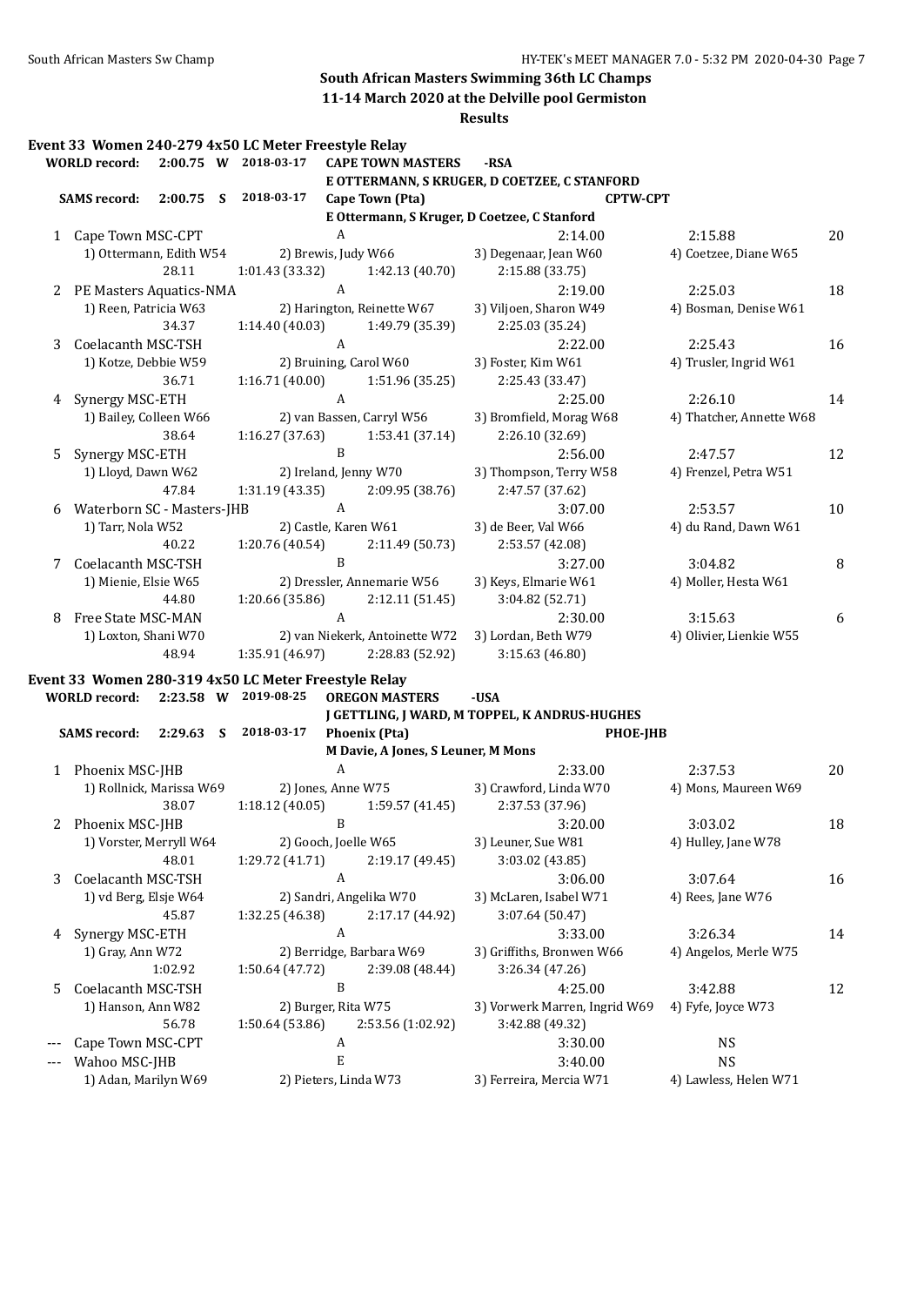**South African Masters Swimming 36th LC Champs**

**11-14 March 2020 at the Delville pool Germiston**

**Results**

## Event 33 Women 240-279 4x50 LC Meter Freestyle Relay

**WORLD record:** 2:00.75 W 2018-03-17 **CAPE TOWN MASTERS** -RSA
**E OTTERMANN, S KRUGER, D COETZEE, C STANFORD**

**SAMS record:** 2:00.75 S 2018-03-17 **Cape Town (Pta)** **CPTW-CPT**
**E Ottermann, S Kruger, D Coetzee, C Stanford**

| | Team | Relay | Seed Time | Finals Time | Points |
|---|---|---|---|---|---|
| 1 | Cape Town MSC-CPT | A | 2:14.00 | 2:15.88 | 20 |
| | 1) Ottermann, Edith W54 | 2) Brewis, Judy W66 | 3) Degenaar, Jean W60 | 4) Coetzee, Diane W65 | |
| | 28.11 | 1:01.43 (33.32) | 1:42.13 (40.70) | 2:15.88 (33.75) | |
| 2 | PE Masters Aquatics-NMA | A | 2:19.00 | 2:25.03 | 18 |
| | 1) Reen, Patricia W63 | 2) Harington, Reinette W67 | 3) Viljoen, Sharon W49 | 4) Bosman, Denise W61 | |
| | 34.37 | 1:14.40 (40.03) | 1:49.79 (35.39) | 2:25.03 (35.24) | |
| 3 | Coelacanth MSC-TSH | A | 2:22.00 | 2:25.43 | 16 |
| | 1) Kotze, Debbie W59 | 2) Bruining, Carol W60 | 3) Foster, Kim W61 | 4) Trusler, Ingrid W61 | |
| | 36.71 | 1:16.71 (40.00) | 1:51.96 (35.25) | 2:25.43 (33.47) | |
| 4 | Synergy MSC-ETH | A | 2:25.00 | 2:26.10 | 14 |
| | 1) Bailey, Colleen W66 | 2) van Bassen, Carryl W56 | 3) Bromfield, Morag W68 | 4) Thatcher, Annette W68 | |
| | 38.64 | 1:16.27 (37.63) | 1:53.41 (37.14) | 2:26.10 (32.69) | |
| 5 | Synergy MSC-ETH | B | 2:56.00 | 2:47.57 | 12 |
| | 1) Lloyd, Dawn W62 | 2) Ireland, Jenny W70 | 3) Thompson, Terry W58 | 4) Frenzel, Petra W51 | |
| | 47.84 | 1:31.19 (43.35) | 2:09.95 (38.76) | 2:47.57 (37.62) | |
| 6 | Waterborn SC - Masters-JHB | A | 3:07.00 | 2:53.57 | 10 |
| | 1) Tarr, Nola W52 | 2) Castle, Karen W61 | 3) de Beer, Val W66 | 4) du Rand, Dawn W61 | |
| | 40.22 | 1:20.76 (40.54) | 2:11.49 (50.73) | 2:53.57 (42.08) | |
| 7 | Coelacanth MSC-TSH | B | 3:27.00 | 3:04.82 | 8 |
| | 1) Mienie, Elsie W65 | 2) Dressler, Annemarie W56 | 3) Keys, Elmarie W61 | 4) Moller, Hesta W61 | |
| | 44.80 | 1:20.66 (35.86) | 2:12.11 (51.45) | 3:04.82 (52.71) | |
| 8 | Free State MSC-MAN | A | 2:30.00 | 3:15.63 | 6 |
| | 1) Loxton, Shani W70 | 2) van Niekerk, Antoinette W72 | 3) Lordan, Beth W79 | 4) Olivier, Lienkie W55 | |
| | 48.94 | 1:35.91 (46.97) | 2:28.83 (52.92) | 3:15.63 (46.80) | |

## Event 33 Women 280-319 4x50 LC Meter Freestyle Relay

**WORLD record:** 2:23.58 W 2019-08-25 **OREGON MASTERS** -USA
**J GETTLING, J WARD, M TOPPEL, K ANDRUS-HUGHES**

**SAMS record:** 2:29.63 S 2018-03-17 **Phoenix (Pta)** **PHOE-JHB**
**M Davie, A Jones, S Leuner, M Mons**

| | Team | Relay | Seed Time | Finals Time | Points |
|---|---|---|---|---|---|
| 1 | Phoenix MSC-JHB | A | 2:33.00 | 2:37.53 | 20 |
| | 1) Rollnick, Marissa W69 | 2) Jones, Anne W75 | 3) Crawford, Linda W70 | 4) Mons, Maureen W69 | |
| | 38.07 | 1:18.12 (40.05) | 1:59.57 (41.45) | 2:37.53 (37.96) | |
| 2 | Phoenix MSC-JHB | B | 3:20.00 | 3:03.02 | 18 |
| | 1) Vorster, Merryll W64 | 2) Gooch, Joelle W65 | 3) Leuner, Sue W81 | 4) Hulley, Jane W78 | |
| | 48.01 | 1:29.72 (41.71) | 2:19.17 (49.45) | 3:03.02 (43.85) | |
| 3 | Coelacanth MSC-TSH | A | 3:06.00 | 3:07.64 | 16 |
| | 1) vd Berg, Elsje W64 | 2) Sandri, Angelika W70 | 3) McLaren, Isabel W71 | 4) Rees, Jane W76 | |
| | 45.87 | 1:32.25 (46.38) | 2:17.17 (44.92) | 3:07.64 (50.47) | |
| 4 | Synergy MSC-ETH | A | 3:33.00 | 3:26.34 | 14 |
| | 1) Gray, Ann W72 | 2) Berridge, Barbara W69 | 3) Griffiths, Bronwen W66 | 4) Angelos, Merle W75 | |
| | 1:02.92 | 1:50.64 (47.72) | 2:39.08 (48.44) | 3:26.34 (47.26) | |
| 5 | Coelacanth MSC-TSH | B | 4:25.00 | 3:42.88 | 12 |
| | 1) Hanson, Ann W82 | 2) Burger, Rita W75 | 3) Vorwerk Marren, Ingrid W69 | 4) Fyfe, Joyce W73 | |
| | 56.78 | 1:50.64 (53.86) | 2:53.56 (1:02.92) | 3:42.88 (49.32) | |
| --- | Cape Town MSC-CPT | A | 3:30.00 | NS | |
| --- | Wahoo MSC-JHB | E | 3:40.00 | NS | |
| | 1) Adan, Marilyn W69 | 2) Pieters, Linda W73 | 3) Ferreira, Mercia W71 | 4) Lawless, Helen W71 | |